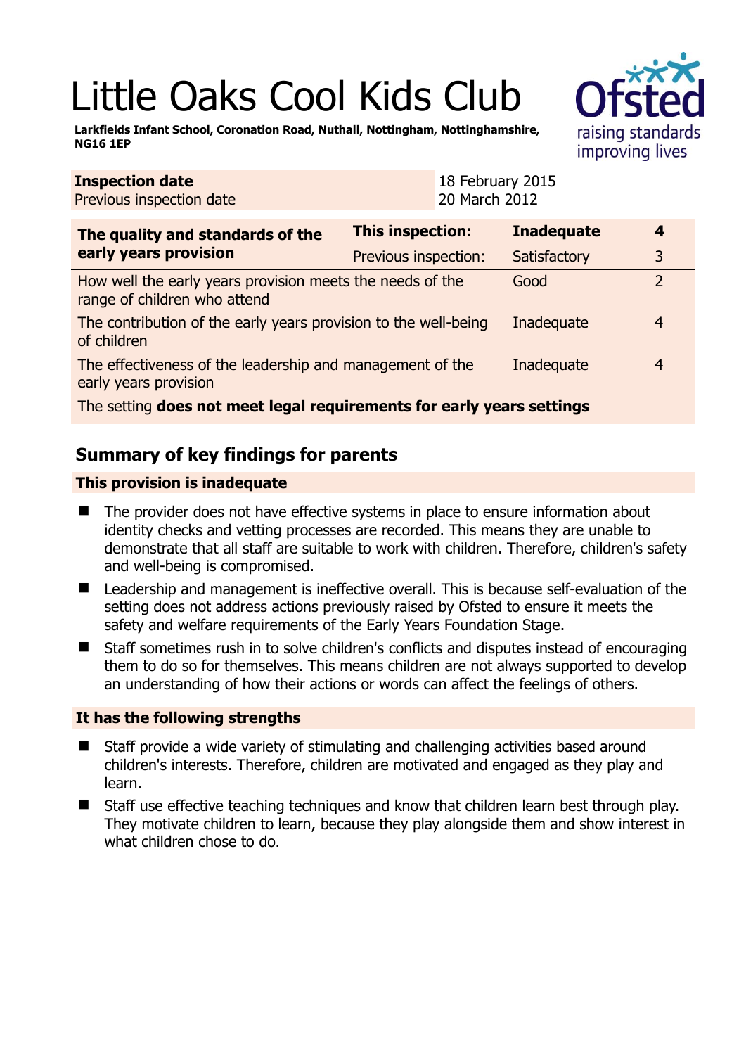# Little Oaks Cool Kids Club

**Larkfields Infant School, Coronation Road, Nuthall, Nottingham, Nottinghamshire, NG16 1EP**

| **Inspection date** | 18 February 2015 |
|---|---|
| Previous inspection date | 20 March 2012 |

| **The quality and standards of the early years provision** | **This inspection:** | **Inadequate** | **4** |
|---|---|---|---|
| | Previous inspection: | Satisfactory | 3 |
| How well the early years provision meets the needs of the range of children who attend | | Good | 2 |
| The contribution of the early years provision to the well-being of children | | Inadequate | 4 |
| The effectiveness of the leadership and management of the early years provision | | Inadequate | 4 |
| The setting **does not meet legal requirements for early years settings** | | | |

## Summary of key findings for parents

### This provision is inadequate

- The provider does not have effective systems in place to ensure information about identity checks and vetting processes are recorded. This means they are unable to demonstrate that all staff are suitable to work with children. Therefore, children's safety and well-being is compromised.
- Leadership and management is ineffective overall. This is because self-evaluation of the setting does not address actions previously raised by Ofsted to ensure it meets the safety and welfare requirements of the Early Years Foundation Stage.
- Staff sometimes rush in to solve children's conflicts and disputes instead of encouraging them to do so for themselves. This means children are not always supported to develop an understanding of how their actions or words can affect the feelings of others.

### It has the following strengths

- Staff provide a wide variety of stimulating and challenging activities based around children's interests. Therefore, children are motivated and engaged as they play and learn.
- Staff use effective teaching techniques and know that children learn best through play. They motivate children to learn, because they play alongside them and show interest in what children chose to do.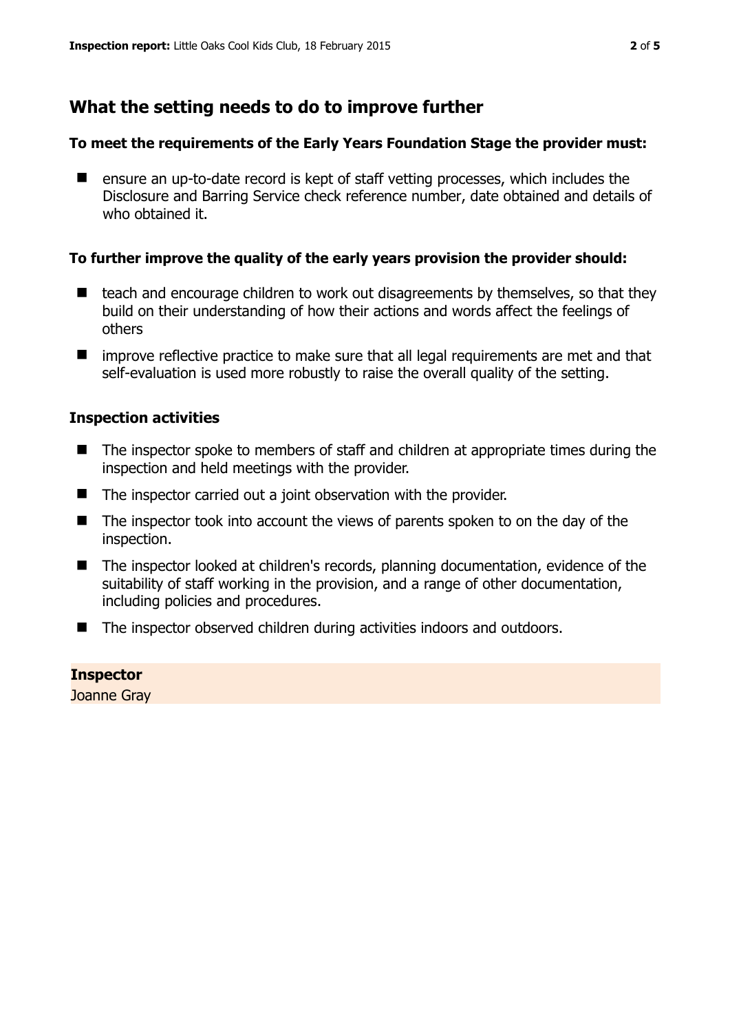## What the setting needs to do to improve further

**To meet the requirements of the Early Years Foundation Stage the provider must:**

- ensure an up-to-date record is kept of staff vetting processes, which includes the Disclosure and Barring Service check reference number, date obtained and details of who obtained it.

**To further improve the quality of the early years provision the provider should:**

- teach and encourage children to work out disagreements by themselves, so that they build on their understanding of how their actions and words affect the feelings of others
- improve reflective practice to make sure that all legal requirements are met and that self-evaluation is used more robustly to raise the overall quality of the setting.

### Inspection activities

- The inspector spoke to members of staff and children at appropriate times during the inspection and held meetings with the provider.
- The inspector carried out a joint observation with the provider.
- The inspector took into account the views of parents spoken to on the day of the inspection.
- The inspector looked at children's records, planning documentation, evidence of the suitability of staff working in the provision, and a range of other documentation, including policies and procedures.
- The inspector observed children during activities indoors and outdoors.

**Inspector**

Joanne Gray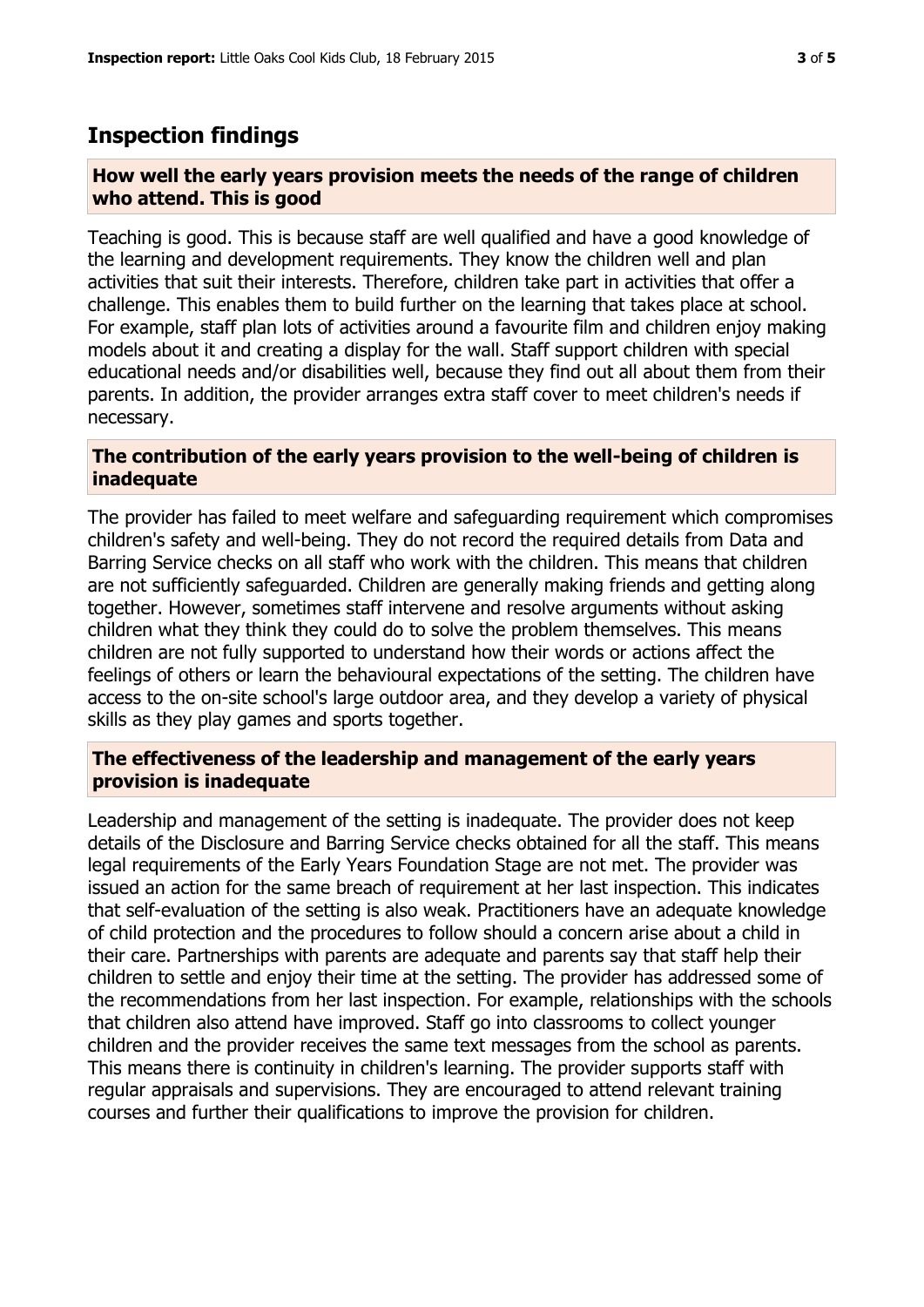## Inspection findings

### How well the early years provision meets the needs of the range of children who attend. This is good

Teaching is good. This is because staff are well qualified and have a good knowledge of the learning and development requirements. They know the children well and plan activities that suit their interests. Therefore, children take part in activities that offer a challenge. This enables them to build further on the learning that takes place at school. For example, staff plan lots of activities around a favourite film and children enjoy making models about it and creating a display for the wall. Staff support children with special educational needs and/or disabilities well, because they find out all about them from their parents. In addition, the provider arranges extra staff cover to meet children's needs if necessary.

### The contribution of the early years provision to the well-being of children is inadequate

The provider has failed to meet welfare and safeguarding requirement which compromises children's safety and well-being. They do not record the required details from Data and Barring Service checks on all staff who work with the children. This means that children are not sufficiently safeguarded. Children are generally making friends and getting along together. However, sometimes staff intervene and resolve arguments without asking children what they think they could do to solve the problem themselves. This means children are not fully supported to understand how their words or actions affect the feelings of others or learn the behavioural expectations of the setting. The children have access to the on-site school's large outdoor area, and they develop a variety of physical skills as they play games and sports together.

### The effectiveness of the leadership and management of the early years provision is inadequate

Leadership and management of the setting is inadequate. The provider does not keep details of the Disclosure and Barring Service checks obtained for all the staff. This means legal requirements of the Early Years Foundation Stage are not met. The provider was issued an action for the same breach of requirement at her last inspection. This indicates that self-evaluation of the setting is also weak. Practitioners have an adequate knowledge of child protection and the procedures to follow should a concern arise about a child in their care. Partnerships with parents are adequate and parents say that staff help their children to settle and enjoy their time at the setting. The provider has addressed some of the recommendations from her last inspection. For example, relationships with the schools that children also attend have improved. Staff go into classrooms to collect younger children and the provider receives the same text messages from the school as parents. This means there is continuity in children's learning. The provider supports staff with regular appraisals and supervisions. They are encouraged to attend relevant training courses and further their qualifications to improve the provision for children.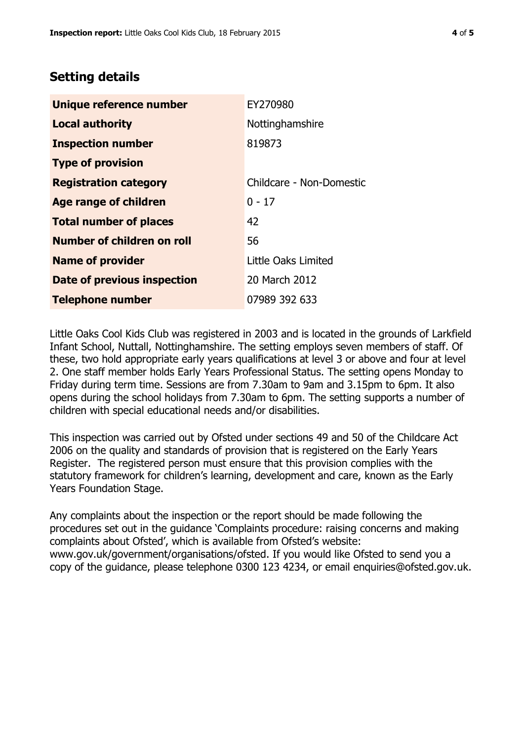## Setting details

| | |
|---|---|
| **Unique reference number** | EY270980 |
| **Local authority** | Nottinghamshire |
| **Inspection number** | 819873 |
| **Type of provision** | |
| **Registration category** | Childcare - Non-Domestic |
| **Age range of children** | 0 - 17 |
| **Total number of places** | 42 |
| **Number of children on roll** | 56 |
| **Name of provider** | Little Oaks Limited |
| **Date of previous inspection** | 20 March 2012 |
| **Telephone number** | 07989 392 633 |

Little Oaks Cool Kids Club was registered in 2003 and is located in the grounds of Larkfield Infant School, Nuttall, Nottinghamshire. The setting employs seven members of staff. Of these, two hold appropriate early years qualifications at level 3 or above and four at level 2. One staff member holds Early Years Professional Status. The setting opens Monday to Friday during term time. Sessions are from 7.30am to 9am and 3.15pm to 6pm. It also opens during the school holidays from 7.30am to 6pm. The setting supports a number of children with special educational needs and/or disabilities.

This inspection was carried out by Ofsted under sections 49 and 50 of the Childcare Act 2006 on the quality and standards of provision that is registered on the Early Years Register. The registered person must ensure that this provision complies with the statutory framework for children's learning, development and care, known as the Early Years Foundation Stage.

Any complaints about the inspection or the report should be made following the procedures set out in the guidance 'Complaints procedure: raising concerns and making complaints about Ofsted', which is available from Ofsted's website: www.gov.uk/government/organisations/ofsted. If you would like Ofsted to send you a copy of the guidance, please telephone 0300 123 4234, or email enquiries@ofsted.gov.uk.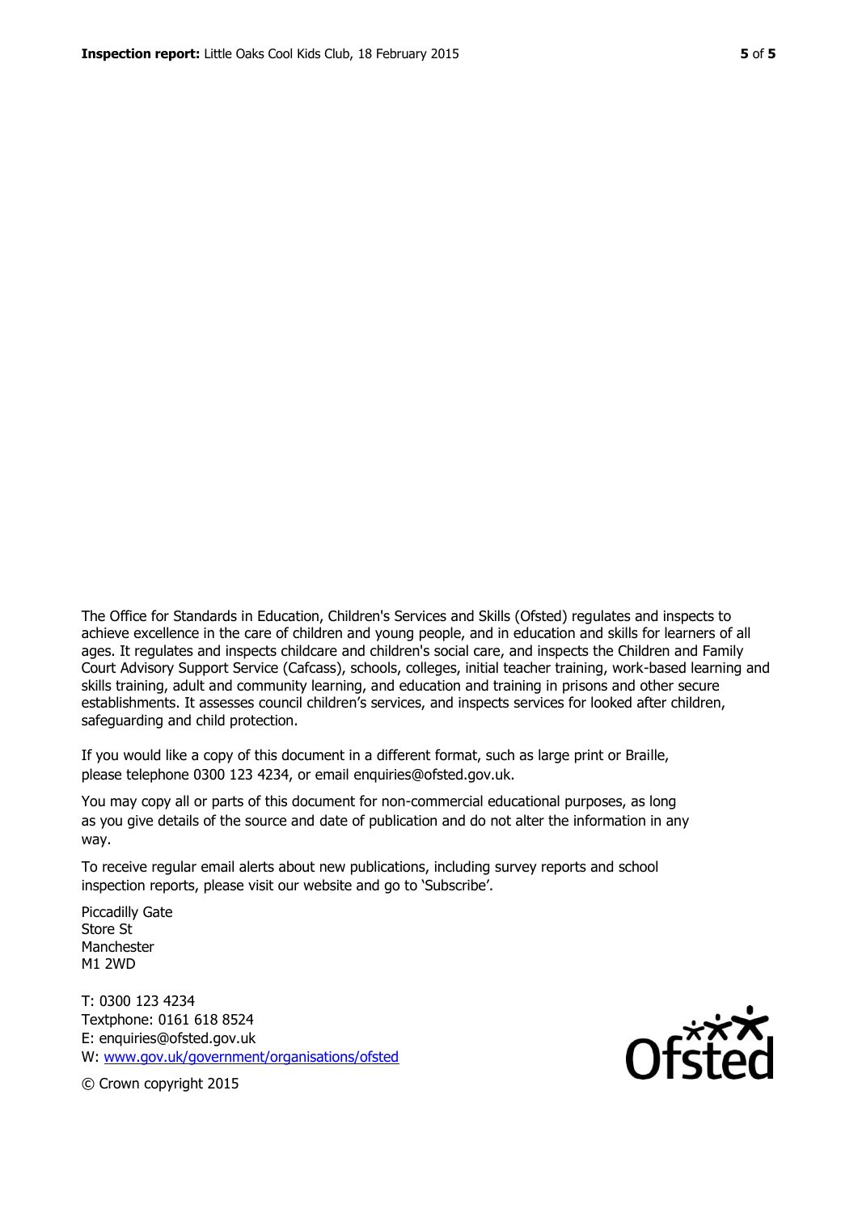The Office for Standards in Education, Children's Services and Skills (Ofsted) regulates and inspects to achieve excellence in the care of children and young people, and in education and skills for learners of all ages. It regulates and inspects childcare and children's social care, and inspects the Children and Family Court Advisory Support Service (Cafcass), schools, colleges, initial teacher training, work-based learning and skills training, adult and community learning, and education and training in prisons and other secure establishments. It assesses council children's services, and inspects services for looked after children, safeguarding and child protection.

If you would like a copy of this document in a different format, such as large print or Braille, please telephone 0300 123 4234, or email enquiries@ofsted.gov.uk.

You may copy all or parts of this document for non-commercial educational purposes, as long as you give details of the source and date of publication and do not alter the information in any way.

To receive regular email alerts about new publications, including survey reports and school inspection reports, please visit our website and go to 'Subscribe'.

Piccadilly Gate
Store St
Manchester
M1 2WD

T: 0300 123 4234
Textphone: 0161 618 8524
E: enquiries@ofsted.gov.uk
W: [www.gov.uk/government/organisations/ofsted](http://www.gov.uk/government/organisations/ofsted)

© Crown copyright 2015

Ofsted